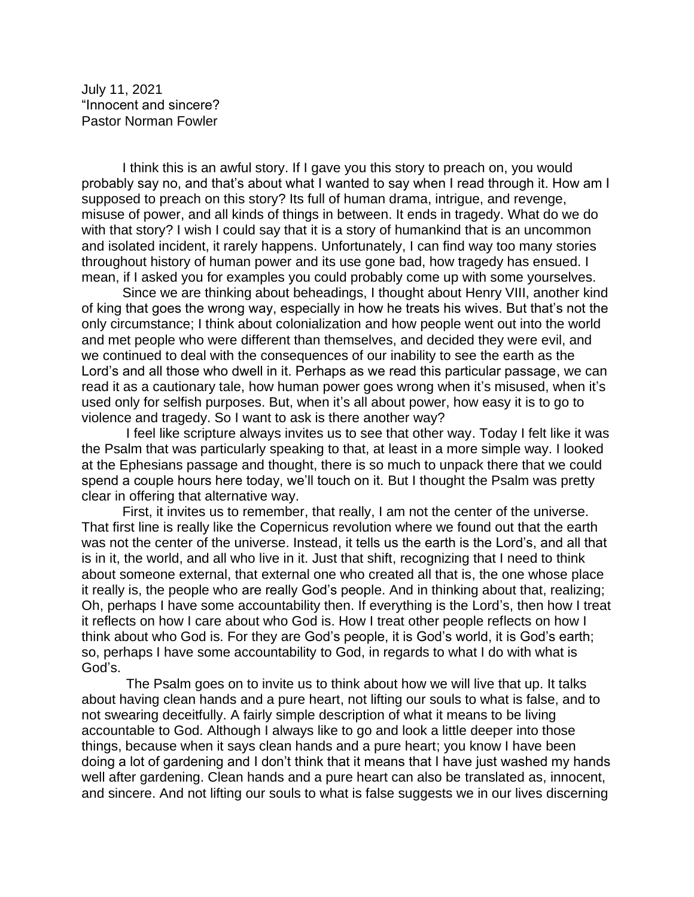July 11, 2021
"Innocent and sincere?
Pastor Norman Fowler

I think this is an awful story. If I gave you this story to preach on, you would probably say no, and that's about what I wanted to say when I read through it. How am I supposed to preach on this story? Its full of human drama, intrigue, and revenge, misuse of power, and all kinds of things in between. It ends in tragedy. What do we do with that story? I wish I could say that it is a story of humankind that is an uncommon and isolated incident, it rarely happens. Unfortunately, I can find way too many stories throughout history of human power and its use gone bad, how tragedy has ensued. I mean, if I asked you for examples you could probably come up with some yourselves.

Since we are thinking about beheadings, I thought about Henry VIII, another kind of king that goes the wrong way, especially in how he treats his wives. But that's not the only circumstance; I think about colonialization and how people went out into the world and met people who were different than themselves, and decided they were evil, and we continued to deal with the consequences of our inability to see the earth as the Lord's and all those who dwell in it. Perhaps as we read this particular passage, we can read it as a cautionary tale, how human power goes wrong when it's misused, when it's used only for selfish purposes. But, when it's all about power, how easy it is to go to violence and tragedy. So I want to ask is there another way?

I feel like scripture always invites us to see that other way. Today I felt like it was the Psalm that was particularly speaking to that, at least in a more simple way. I looked at the Ephesians passage and thought, there is so much to unpack there that we could spend a couple hours here today, we'll touch on it. But I thought the Psalm was pretty clear in offering that alternative way.

First, it invites us to remember, that really, I am not the center of the universe. That first line is really like the Copernicus revolution where we found out that the earth was not the center of the universe. Instead, it tells us the earth is the Lord's, and all that is in it, the world, and all who live in it. Just that shift, recognizing that I need to think about someone external, that external one who created all that is, the one whose place it really is, the people who are really God's people. And in thinking about that, realizing; Oh, perhaps I have some accountability then. If everything is the Lord's, then how I treat it reflects on how I care about who God is. How I treat other people reflects on how I think about who God is. For they are God's people, it is God's world, it is God's earth; so, perhaps I have some accountability to God, in regards to what I do with what is God's.

The Psalm goes on to invite us to think about how we will live that up. It talks about having clean hands and a pure heart, not lifting our souls to what is false, and to not swearing deceitfully. A fairly simple description of what it means to be living accountable to God. Although I always like to go and look a little deeper into those things, because when it says clean hands and a pure heart; you know I have been doing a lot of gardening and I don't think that it means that I have just washed my hands well after gardening. Clean hands and a pure heart can also be translated as, innocent, and sincere. And not lifting our souls to what is false suggests we in our lives discerning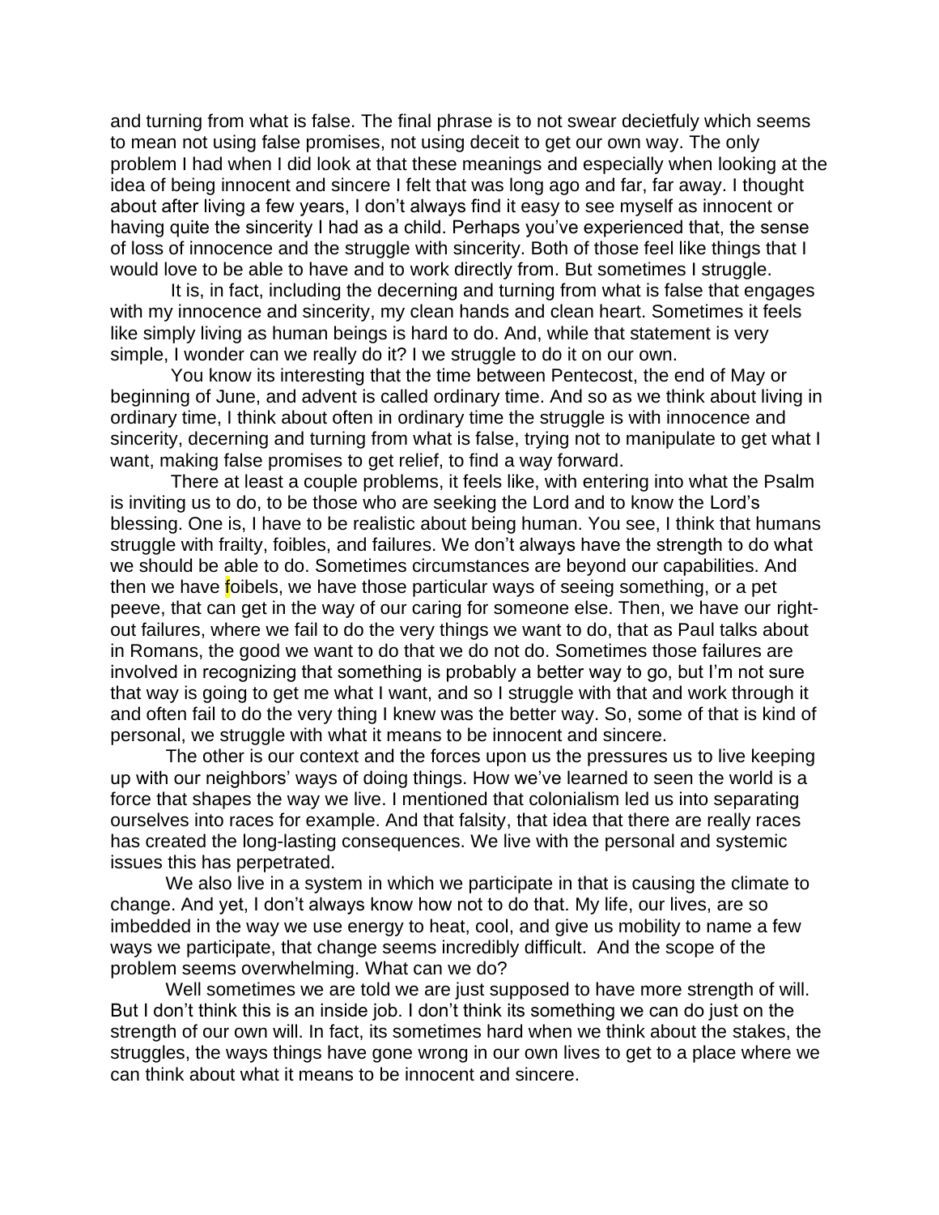and turning from what is false. The final phrase is to not swear decietfuly which seems to mean not using false promises, not using deceit to get our own way. The only problem I had when I did look at that these meanings and especially when looking at the idea of being innocent and sincere I felt that was long ago and far, far away. I thought about after living a few years, I don't always find it easy to see myself as innocent or having quite the sincerity I had as a child. Perhaps you've experienced that, the sense of loss of innocence and the struggle with sincerity. Both of those feel like things that I would love to be able to have and to work directly from. But sometimes I struggle.

It is, in fact, including the decerning and turning from what is false that engages with my innocence and sincerity, my clean hands and clean heart. Sometimes it feels like simply living as human beings is hard to do. And, while that statement is very simple, I wonder can we really do it? I we struggle to do it on our own.

You know its interesting that the time between Pentecost, the end of May or beginning of June, and advent is called ordinary time. And so as we think about living in ordinary time, I think about often in ordinary time the struggle is with innocence and sincerity, decerning and turning from what is false, trying not to manipulate to get what I want, making false promises to get relief, to find a way forward.

There at least a couple problems, it feels like, with entering into what the Psalm is inviting us to do, to be those who are seeking the Lord and to know the Lord's blessing. One is, I have to be realistic about being human. You see, I think that humans struggle with frailty, foibles, and failures. We don't always have the strength to do what we should be able to do. Sometimes circumstances are beyond our capabilities. And then we have foibels, we have those particular ways of seeing something, or a pet peeve, that can get in the way of our caring for someone else. Then, we have our right-out failures, where we fail to do the very things we want to do, that as Paul talks about in Romans, the good we want to do that we do not do. Sometimes those failures are involved in recognizing that something is probably a better way to go, but I'm not sure that way is going to get me what I want, and so I struggle with that and work through it and often fail to do the very thing I knew was the better way. So, some of that is kind of personal, we struggle with what it means to be innocent and sincere.

The other is our context and the forces upon us the pressures us to live keeping up with our neighbors' ways of doing things. How we've learned to seen the world is a force that shapes the way we live. I mentioned that colonialism led us into separating ourselves into races for example. And that falsity, that idea that there are really races has created the long-lasting consequences. We live with the personal and systemic issues this has perpetrated.

We also live in a system in which we participate in that is causing the climate to change. And yet, I don't always know how not to do that. My life, our lives, are so imbedded in the way we use energy to heat, cool, and give us mobility to name a few ways we participate, that change seems incredibly difficult. And the scope of the problem seems overwhelming. What can we do?

Well sometimes we are told we are just supposed to have more strength of will. But I don't think this is an inside job. I don't think its something we can do just on the strength of our own will. In fact, its sometimes hard when we think about the stakes, the struggles, the ways things have gone wrong in our own lives to get to a place where we can think about what it means to be innocent and sincere.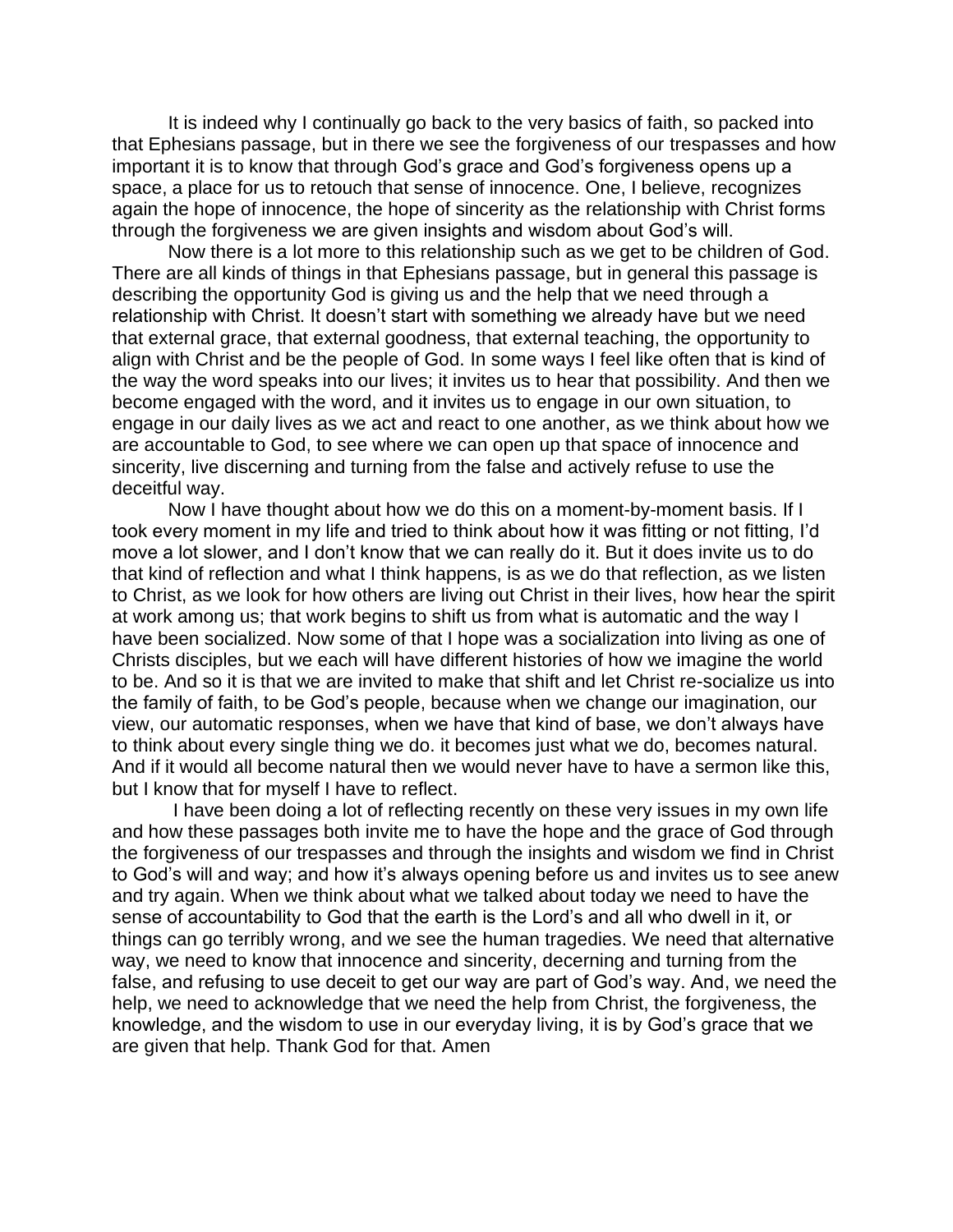It is indeed why I continually go back to the very basics of faith, so packed into that Ephesians passage, but in there we see the forgiveness of our trespasses and how important it is to know that through God's grace and God's forgiveness opens up a space, a place for us to retouch that sense of innocence. One, I believe, recognizes again the hope of innocence, the hope of sincerity as the relationship with Christ forms through the forgiveness we are given insights and wisdom about God's will.

Now there is a lot more to this relationship such as we get to be children of God. There are all kinds of things in that Ephesians passage, but in general this passage is describing the opportunity God is giving us and the help that we need through a relationship with Christ. It doesn't start with something we already have but we need that external grace, that external goodness, that external teaching, the opportunity to align with Christ and be the people of God. In some ways I feel like often that is kind of the way the word speaks into our lives; it invites us to hear that possibility. And then we become engaged with the word, and it invites us to engage in our own situation, to engage in our daily lives as we act and react to one another, as we think about how we are accountable to God, to see where we can open up that space of innocence and sincerity, live discerning and turning from the false and actively refuse to use the deceitful way.

Now I have thought about how we do this on a moment-by-moment basis. If I took every moment in my life and tried to think about how it was fitting or not fitting, I'd move a lot slower, and I don't know that we can really do it. But it does invite us to do that kind of reflection and what I think happens, is as we do that reflection, as we listen to Christ, as we look for how others are living out Christ in their lives, how hear the spirit at work among us; that work begins to shift us from what is automatic and the way I have been socialized. Now some of that I hope was a socialization into living as one of Christs disciples, but we each will have different histories of how we imagine the world to be. And so it is that we are invited to make that shift and let Christ re-socialize us into the family of faith, to be God's people, because when we change our imagination, our view, our automatic responses, when we have that kind of base, we don't always have to think about every single thing we do. it becomes just what we do, becomes natural. And if it would all become natural then we would never have to have a sermon like this, but I know that for myself I have to reflect.

I have been doing a lot of reflecting recently on these very issues in my own life and how these passages both invite me to have the hope and the grace of God through the forgiveness of our trespasses and through the insights and wisdom we find in Christ to God's will and way; and how it's always opening before us and invites us to see anew and try again. When we think about what we talked about today we need to have the sense of accountability to God that the earth is the Lord's and all who dwell in it, or things can go terribly wrong, and we see the human tragedies. We need that alternative way, we need to know that innocence and sincerity, decerning and turning from the false, and refusing to use deceit to get our way are part of God's way. And, we need the help, we need to acknowledge that we need the help from Christ, the forgiveness, the knowledge, and the wisdom to use in our everyday living, it is by God's grace that we are given that help. Thank God for that. Amen